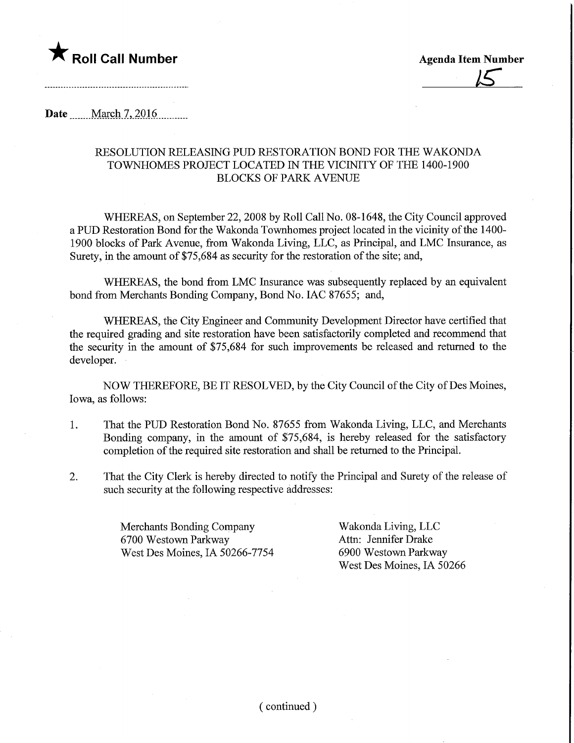★ **Roll Call Number**

**Agenda Item Number**

15

**Date** March 7, 2016

RESOLUTION RELEASING PUD RESTORATION BOND FOR THE WAKONDA TOWNHOMES PROJECT LOCATED IN THE VICINITY OF THE 1400-1900 BLOCKS OF PARK AVENUE

WHEREAS, on September 22, 2008 by Roll Call No. 08-1648, the City Council approved a PUD Restoration Bond for the Wakonda Townhomes project located in the vicinity of the 1400-1900 blocks of Park Avenue, from Wakonda Living, LLC, as Principal, and LMC Insurance, as Surety, in the amount of $75,684 as security for the restoration of the site; and,

WHEREAS, the bond from LMC Insurance was subsequently replaced by an equivalent bond from Merchants Bonding Company, Bond No. IAC 87655; and,

WHEREAS, the City Engineer and Community Development Director have certified that the required grading and site restoration have been satisfactorily completed and recommend that the security in the amount of $75,684 for such improvements be released and returned to the developer.

NOW THEREFORE, BE IT RESOLVED, by the City Council of the City of Des Moines, Iowa, as follows:

1. That the PUD Restoration Bond No. 87655 from Wakonda Living, LLC, and Merchants Bonding company, in the amount of $75,684, is hereby released for the satisfactory completion of the required site restoration and shall be returned to the Principal.

2. That the City Clerk is hereby directed to notify the Principal and Surety of the release of such security at the following respective addresses:

Merchants Bonding Company
6700 Westown Parkway
West Des Moines, IA 50266-7754

Wakonda Living, LLC
Attn: Jennifer Drake
6900 Westown Parkway
West Des Moines, IA 50266

( continued )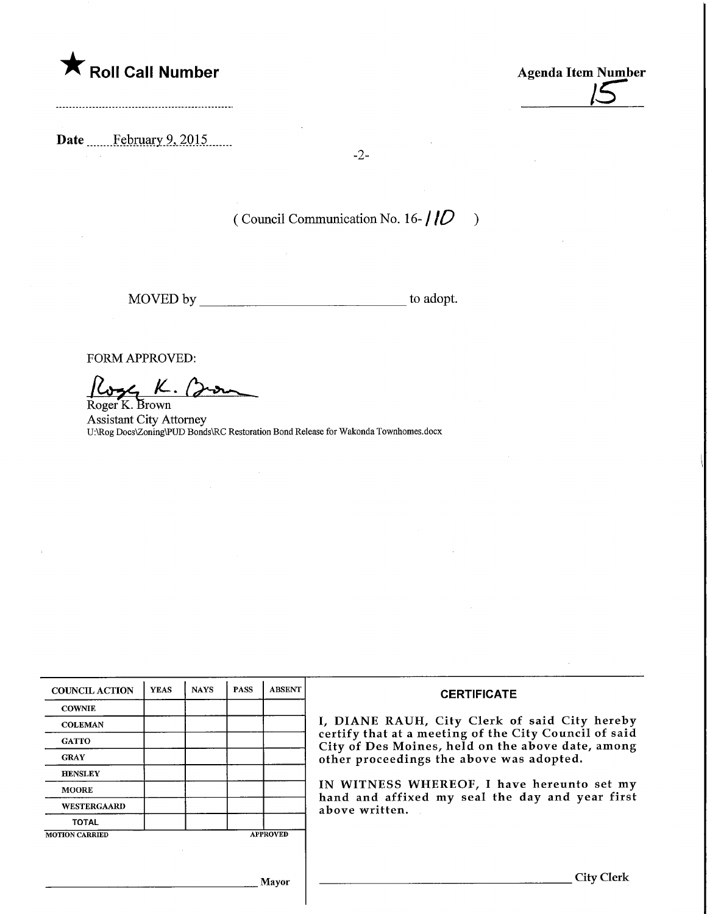★ **Roll Call Number**

**Agenda Item Number**
15

**Date** February 9, 2015

( Council Communication No. 16- 110 )

MOVED by ______________________ to adopt.

FORM APPROVED:

Roger K. Brown
Assistant City Attorney
U:\Rog Docs\Zoning\PUD Bonds\RC Restoration Bond Release for Wakonda Townhomes.docx

| COUNCIL ACTION | YEAS | NAYS | PASS | ABSENT |
|---|---|---|---|---|
| COWNIE | | | | |
| COLEMAN | | | | |
| GATTO | | | | |
| GRAY | | | | |
| HENSLEY | | | | |
| MOORE | | | | |
| WESTERGAARD | | | | |
| TOTAL | | | | |

MOTION CARRIED APPROVED

______________________ Mayor

**CERTIFICATE**

I, DIANE RAUH, City Clerk of said City hereby certify that at a meeting of the City Council of said City of Des Moines, held on the above date, among other proceedings the above was adopted.

IN WITNESS WHEREOF, I have hereunto set my hand and affixed my seal the day and year first above written.

______________________ City Clerk